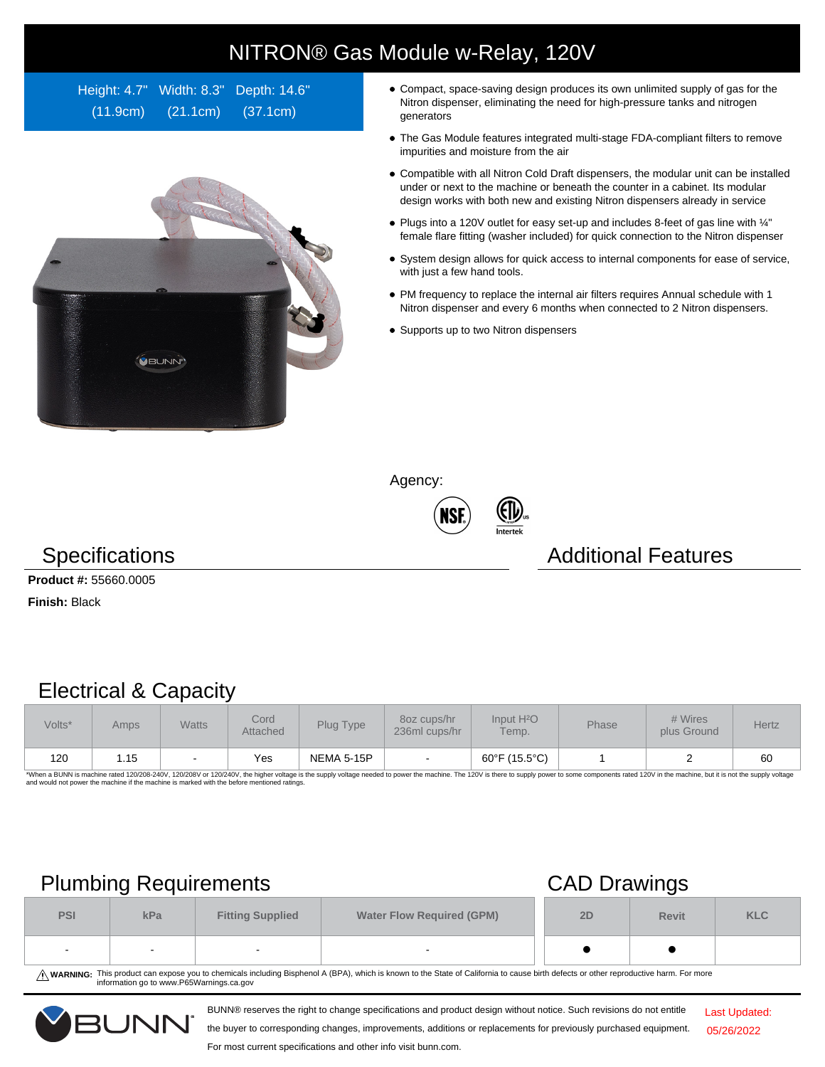# NITRON® Gas Module w-Relay, 120V

Height: 4.7" (11.9cm) Width: 8.3" (21.1cm) Depth: 14.6" (37.1cm)

- Compact, space-saving design produces its own unlimited supply of gas for the Nitron dispenser, eliminating the need for high-pressure tanks and nitrogen generators
- The Gas Module features integrated multi-stage FDA-compliant filters to remove impurities and moisture from the air
- Compatible with all Nitron Cold Draft dispensers, the modular unit can be installed under or next to the machine or beneath the counter in a cabinet. Its modular design works with both new and existing Nitron dispensers already in service
- Plugs into a 120V outlet for easy set-up and includes 8-feet of gas line with ¼" female flare fitting (washer included) for quick connection to the Nitron dispenser
- System design allows for quick access to internal components for ease of service, with just a few hand tools.
- PM frequency to replace the internal air filters requires Annual schedule with 1 Nitron dispenser and every 6 months when connected to 2 Nitron dispensers.
- Supports up to two Nitron dispensers

Agency:

## Specifications

**Product #:** 55660.0005

**Finish:** Black

## Additional Features

## Electrical & Capacity

| Volts* | Amps | Watts | Cord Attached | Plug Type | 8oz cups/hr 236ml cups/hr | Input $H^2O$ Temp. | Phase | # Wires plus Ground | Hertz |
|---|---|---|---|---|---|---|---|---|---|
| 120 | 1.15 | - | Yes | NEMA 5-15P | - | 60°F (15.5°C) | 1 | 2 | 60 |

*When a BUNN is machine rated 120/208-240V, 120/208V or 120/240V, the higher voltage is the supply voltage needed to power the machine. The 120V is there to supply power to some components rated 120V in the machine, but it is not the supply voltage and would not power the machine if the machine is marked with the before mentioned ratings.

## Plumbing Requirements

| PSI | kPa | Fitting Supplied | Water Flow Required (GPM) |
|---|---|---|---|
| - | - | - | - |

## CAD Drawings

| 2D | Revit | KLC |
|---|---|---|
| ● | ● | |

⚠ **WARNING:** This product can expose you to chemicals including Bisphenol A (BPA), which is known to the State of California to cause birth defects or other reproductive harm. For more information go to www.P65Warnings.ca.gov

BUNN® reserves the right to change specifications and product design without notice. Such revisions do not entitle the buyer to corresponding changes, improvements, additions or replacements for previously purchased equipment.

For most current specifications and other info visit bunn.com.

Last Updated: 05/26/2022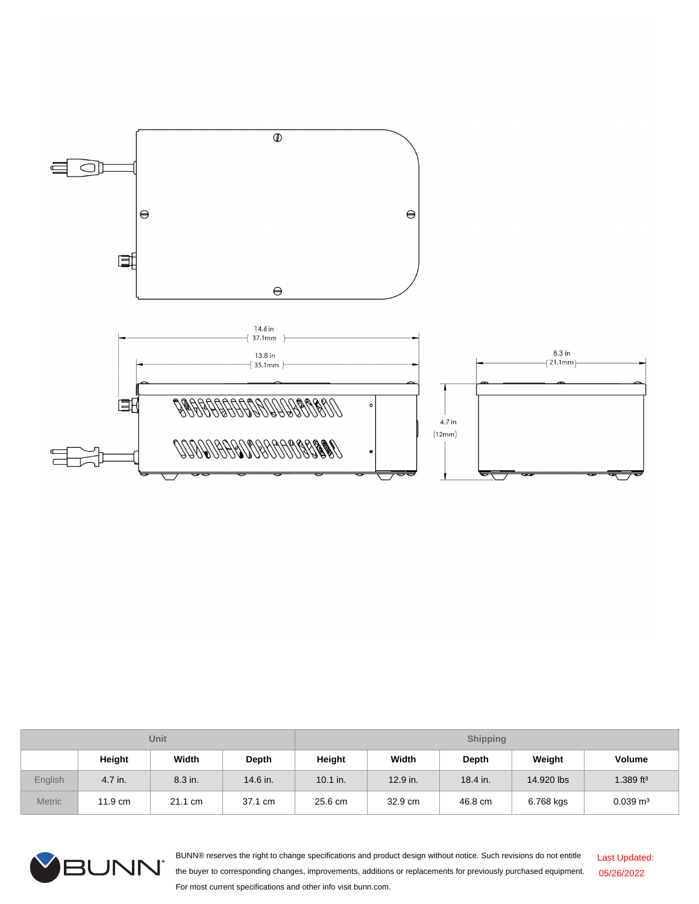14.6 in
(37.1mm)

13.8 in
(35.1mm)

8.3 in
(21.1mm)

4.7 in
(12mm)

| | Unit | | | Shipping | | | | |
|---|---|---|---|---|---|---|---|---|
| | **Height** | **Width** | **Depth** | **Height** | **Width** | **Depth** | **Weight** | **Volume** |
| English | 4.7 in. | 8.3 in. | 14.6 in. | 10.1 in. | 12.9 in. | 18.4 in. | 14.920 lbs | 1.389 ft³ |
| Metric | 11.9 cm | 21.1 cm | 37.1 cm | 25.6 cm | 32.9 cm | 46.8 cm | 6.768 kgs | 0.039 m³ |

BUNN® reserves the right to change specifications and product design without notice. Such revisions do not entitle the buyer to corresponding changes, improvements, additions or replacements for previously purchased equipment. For most current specifications and other info visit bunn.com.

Last Updated: 05/26/2022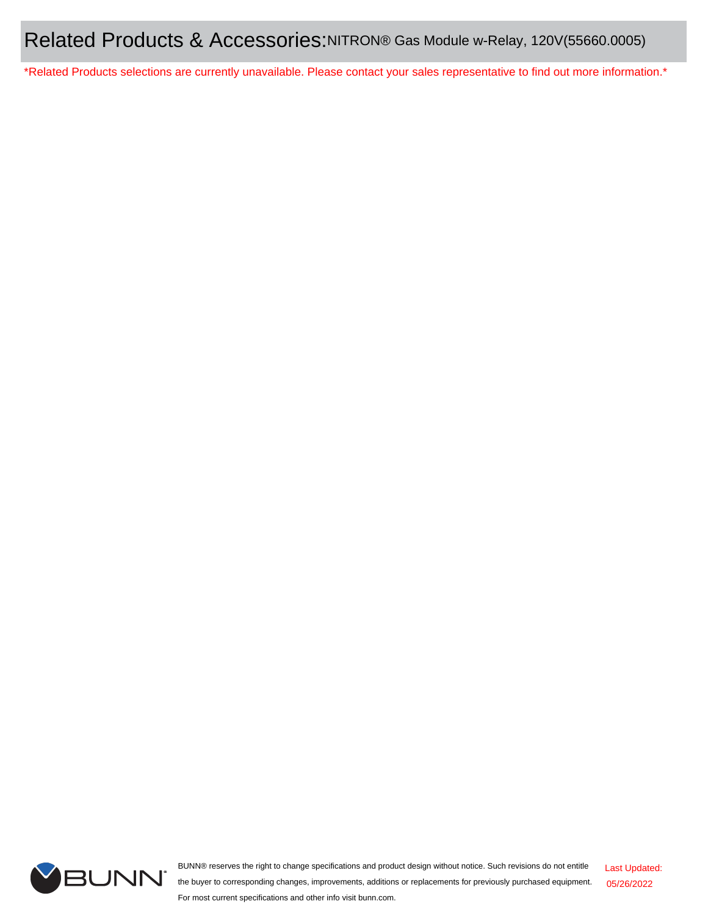# Related Products & Accessories: NITRON® Gas Module w-Relay, 120V(55660.0005)

*Related Products selections are currently unavailable. Please contact your sales representative to find out more information.*

BUNN® reserves the right to change specifications and product design without notice. Such revisions do not entitle the buyer to corresponding changes, improvements, additions or replacements for previously purchased equipment. For most current specifications and other info visit bunn.com.

Last Updated: 05/26/2022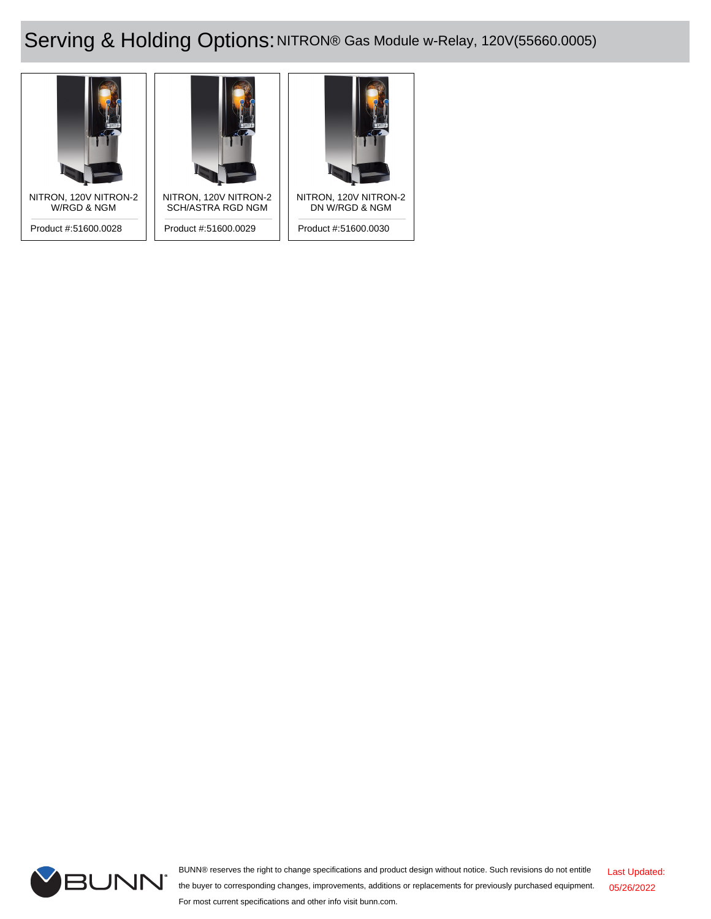# Serving & Holding Options: NITRON® Gas Module w-Relay, 120V(55660.0005)

NITRON, 120V NITRON-2 W/RGD & NGM

Product #:51600.0028

NITRON, 120V NITRON-2 SCH/ASTRA RGD NGM

Product #:51600.0029

NITRON, 120V NITRON-2 DN W/RGD & NGM

Product #:51600.0030

BUNN® reserves the right to change specifications and product design without notice. Such revisions do not entitle the buyer to corresponding changes, improvements, additions or replacements for previously purchased equipment. For most current specifications and other info visit bunn.com.

Last Updated: 05/26/2022